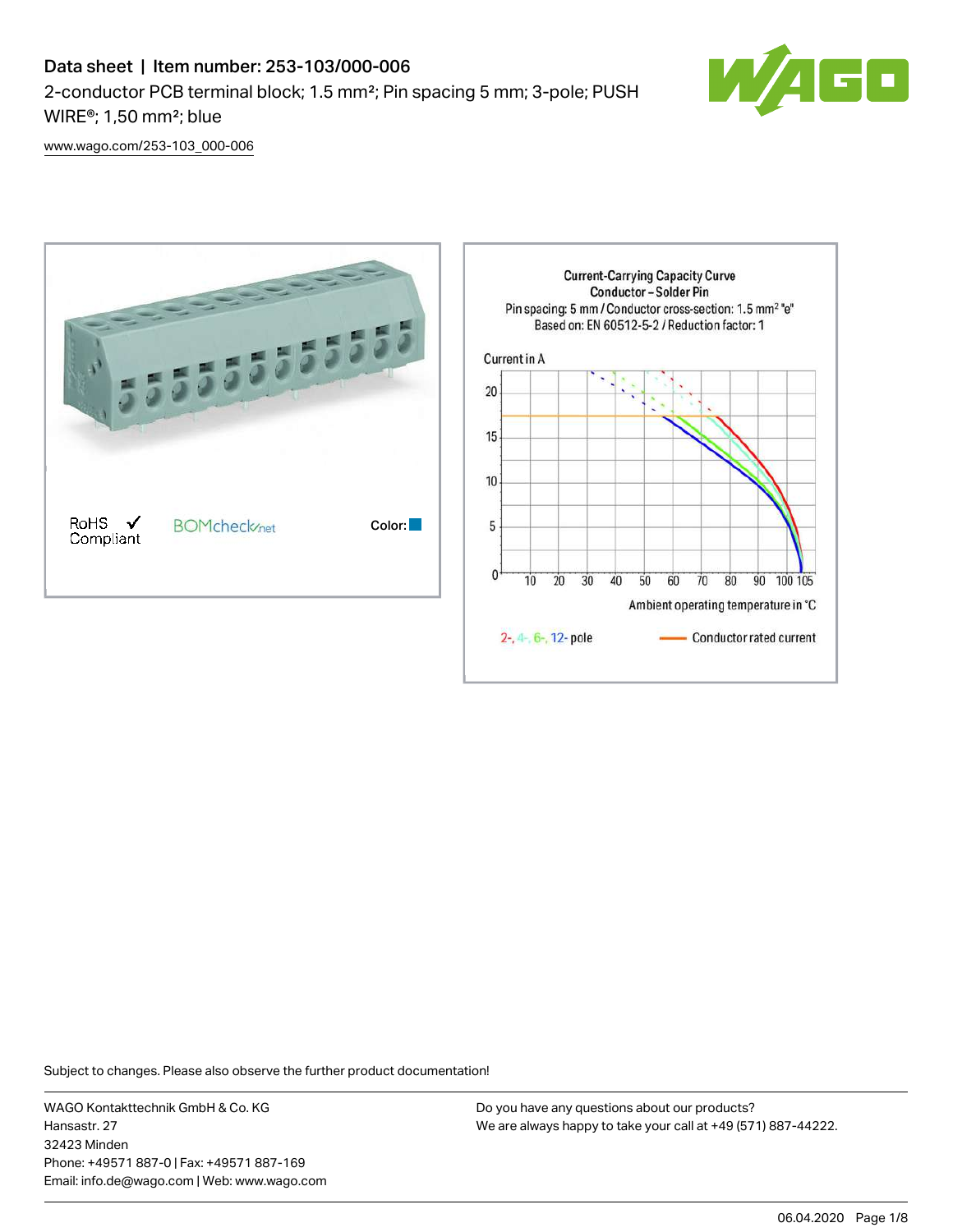# Data sheet | Item number: 253-103/000-006

2-conductor PCB terminal block; 1.5 mm²; Pin spacing 5 mm; 3-pole; PUSH WIRE®; 1,50 mm²; blue

www.wago.com/253-103_000-006

RoHS Compliant ✓ BOMcheck.net Color:

Current-Carrying Capacity Curve
Conductor – Solder Pin
Pin spacing: 5 mm / Conductor cross-section: 1.5 mm² "e"
Based on: EN 60512-5-2 / Reduction factor: 1

Current in A

Ambient operating temperature in °C

2-, 4-, 6-, 12- pole — Conductor rated current

Subject to changes. Please also observe the further product documentation!

WAGO Kontakttechnik GmbH & Co. KG
Hansastr. 27
32423 Minden
Phone: +49571 887-0 | Fax: +49571 887-169
Email: info.de@wago.com | Web: www.wago.com

Do you have any questions about our products?
We are always happy to take your call at +49 (571) 887-44222.

06.04.2020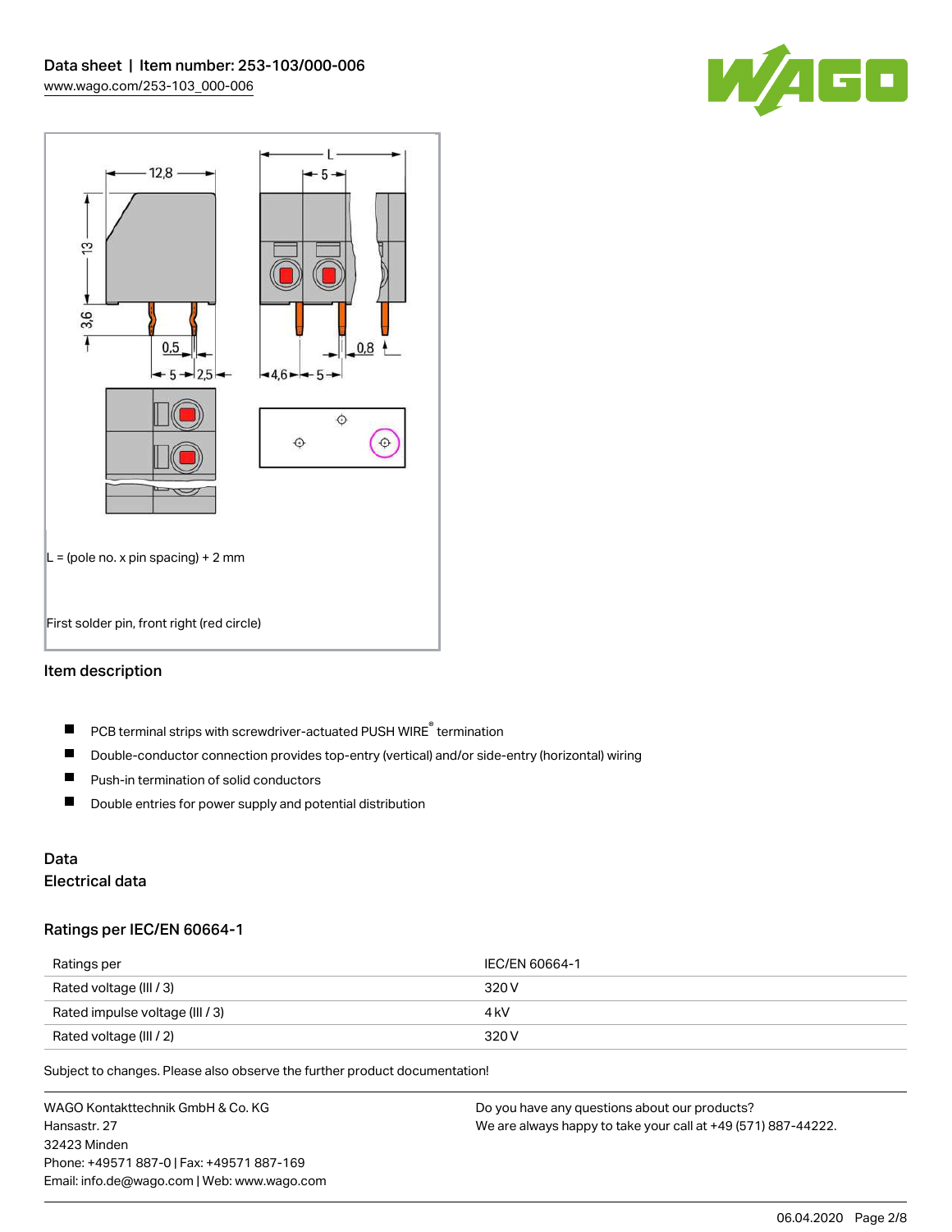Data sheet | Item number: 253-103/000-006
www.wago.com/253-103_000-006

L = (pole no. x pin spacing) + 2 mm

First solder pin, front right (red circle)

## Item description

- PCB terminal strips with screwdriver-actuated PUSH WIRE® termination
- Double-conductor connection provides top-entry (vertical) and/or side-entry (horizontal) wiring
- Push-in termination of solid conductors
- Double entries for power supply and potential distribution

## Data

### Electrical data

### Ratings per IEC/EN 60664-1

| Ratings per | IEC/EN 60664-1 |
|---|---|
| Rated voltage (III / 3) | 320 V |
| Rated impulse voltage (III / 3) | 4 kV |
| Rated voltage (III / 2) | 320 V |

Subject to changes. Please also observe the further product documentation!

WAGO Kontakttechnik GmbH & Co. KG
Hansastr. 27
32423 Minden
Phone: +49571 887-0 | Fax: +49571 887-169
Email: info.de@wago.com | Web: www.wago.com

Do you have any questions about our products?
We are always happy to take your call at +49 (571) 887-44222.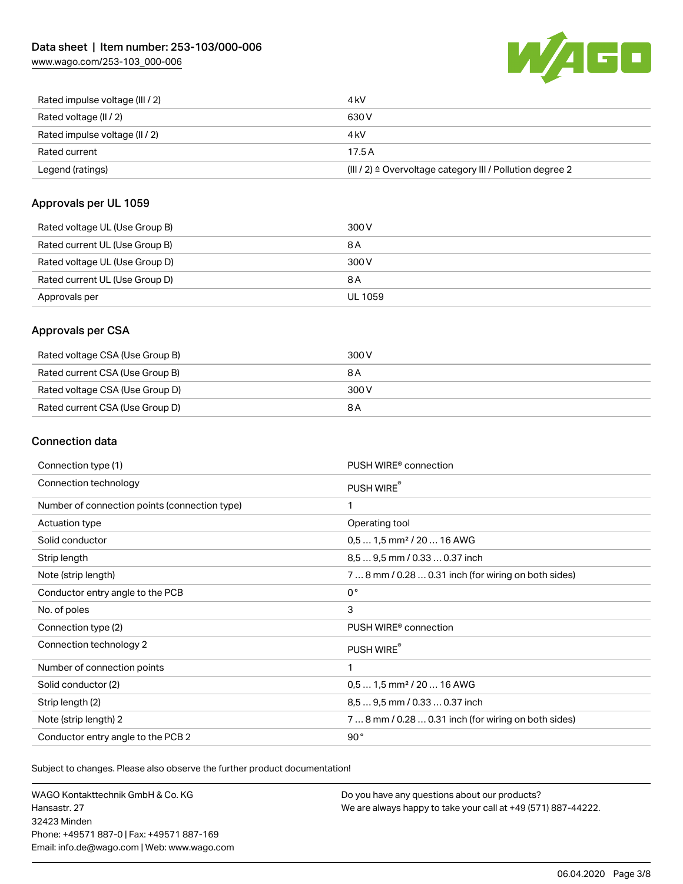| | |
|---|---|
| Rated impulse voltage (III / 2) | 4 kV |
| Rated voltage (II / 2) | 630 V |
| Rated impulse voltage (II / 2) | 4 kV |
| Rated current | 17.5 A |
| Legend (ratings) | (III / 2) ≙ Overvoltage category III / Pollution degree 2 |

## Approvals per UL 1059

| | |
|---|---|
| Rated voltage UL (Use Group B) | 300 V |
| Rated current UL (Use Group B) | 8 A |
| Rated voltage UL (Use Group D) | 300 V |
| Rated current UL (Use Group D) | 8 A |
| Approvals per | UL 1059 |

## Approvals per CSA

| | |
|---|---|
| Rated voltage CSA (Use Group B) | 300 V |
| Rated current CSA (Use Group B) | 8 A |
| Rated voltage CSA (Use Group D) | 300 V |
| Rated current CSA (Use Group D) | 8 A |

## Connection data

| | |
|---|---|
| Connection type (1) | PUSH WIRE® connection |
| Connection technology | PUSH WIRE® |
| Number of connection points (connection type) | 1 |
| Actuation type | Operating tool |
| Solid conductor | 0,5 … 1,5 mm² / 20 … 16 AWG |
| Strip length | 8,5 … 9,5 mm / 0.33 … 0.37 inch |
| Note (strip length) | 7 … 8 mm / 0.28 … 0.31 inch (for wiring on both sides) |
| Conductor entry angle to the PCB | 0 ° |
| No. of poles | 3 |
| Connection type (2) | PUSH WIRE® connection |
| Connection technology 2 | PUSH WIRE® |
| Number of connection points | 1 |
| Solid conductor (2) | 0,5 … 1,5 mm² / 20 … 16 AWG |
| Strip length (2) | 8,5 … 9,5 mm / 0.33 … 0.37 inch |
| Note (strip length) 2 | 7 … 8 mm / 0.28 … 0.31 inch (for wiring on both sides) |
| Conductor entry angle to the PCB 2 | 90 ° |

Subject to changes. Please also observe the further product documentation!

WAGO Kontakttechnik GmbH & Co. KG
Hansastr. 27
32423 Minden
Phone: +49571 887-0 | Fax: +49571 887-169
Email: info.de@wago.com | Web: www.wago.com

Do you have any questions about our products?
We are always happy to take your call at +49 (571) 887-44222.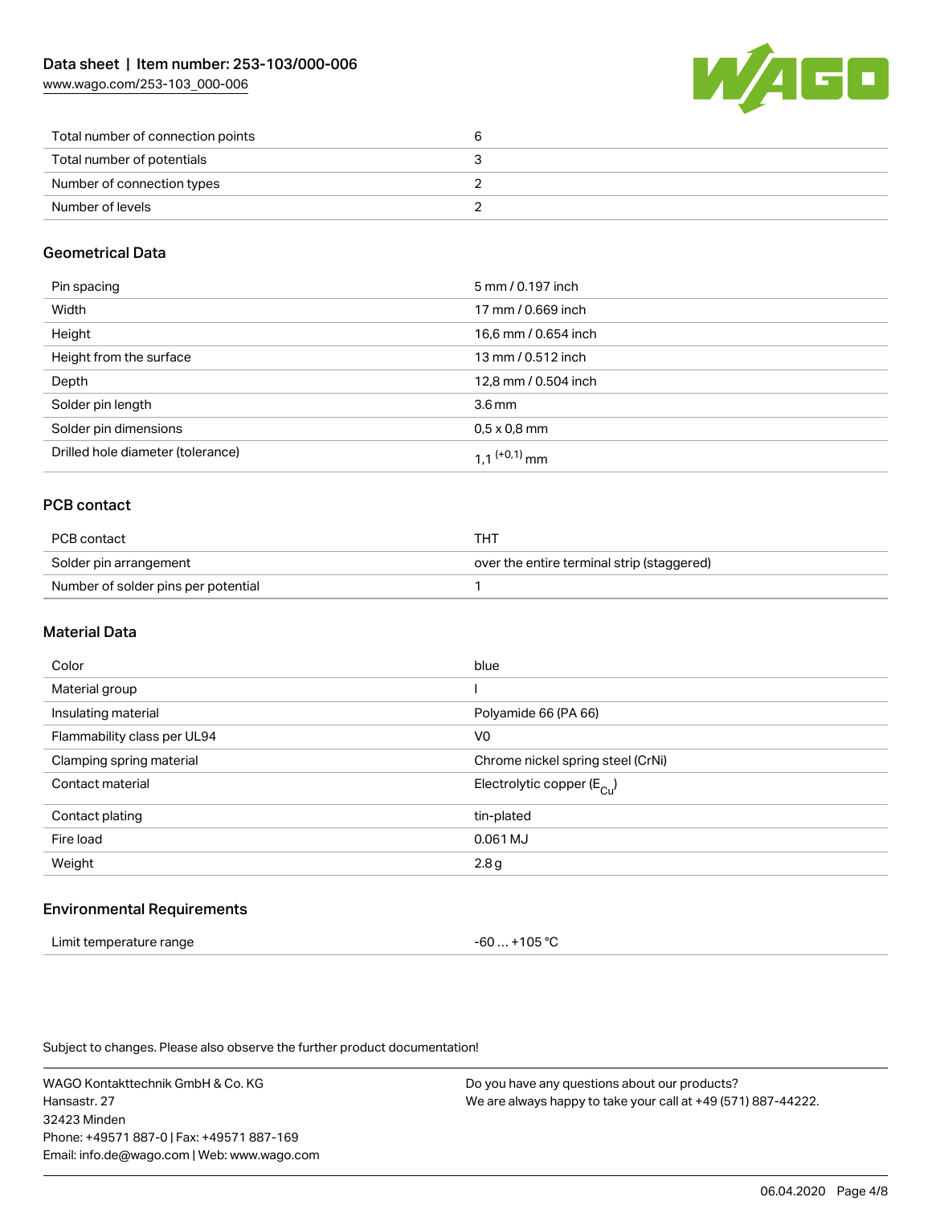| | |
|---|---|
| Total number of connection points | 6 |
| Total number of potentials | 3 |
| Number of connection types | 2 |
| Number of levels | 2 |

## Geometrical Data

| | |
|---|---|
| Pin spacing | 5 mm / 0.197 inch |
| Width | 17 mm / 0.669 inch |
| Height | 16,6 mm / 0.654 inch |
| Height from the surface | 13 mm / 0.512 inch |
| Depth | 12,8 mm / 0.504 inch |
| Solder pin length | 3.6 mm |
| Solder pin dimensions | 0,5 x 0,8 mm |
| Drilled hole diameter (tolerance) | 1,1 $^{(+0,1)}$ mm |

## PCB contact

| | |
|---|---|
| PCB contact | THT |
| Solder pin arrangement | over the entire terminal strip (staggered) |
| Number of solder pins per potential | 1 |

## Material Data

| | |
|---|---|
| Color | blue |
| Material group | I |
| Insulating material | Polyamide 66 (PA 66) |
| Flammability class per UL94 | V0 |
| Clamping spring material | Chrome nickel spring steel (CrNi) |
| Contact material | Electrolytic copper ($E_{Cu}$) |
| Contact plating | tin-plated |
| Fire load | 0.061 MJ |
| Weight | 2.8 g |

## Environmental Requirements

| | |
|---|---|
| Limit temperature range | -60 … +105 °C |

Subject to changes. Please also observe the further product documentation!

WAGO Kontakttechnik GmbH & Co. KG
Hansastr. 27
32423 Minden
Phone: +49571 887-0 | Fax: +49571 887-169
Email: info.de@wago.com | Web: www.wago.com

Do you have any questions about our products?
We are always happy to take your call at +49 (571) 887-44222.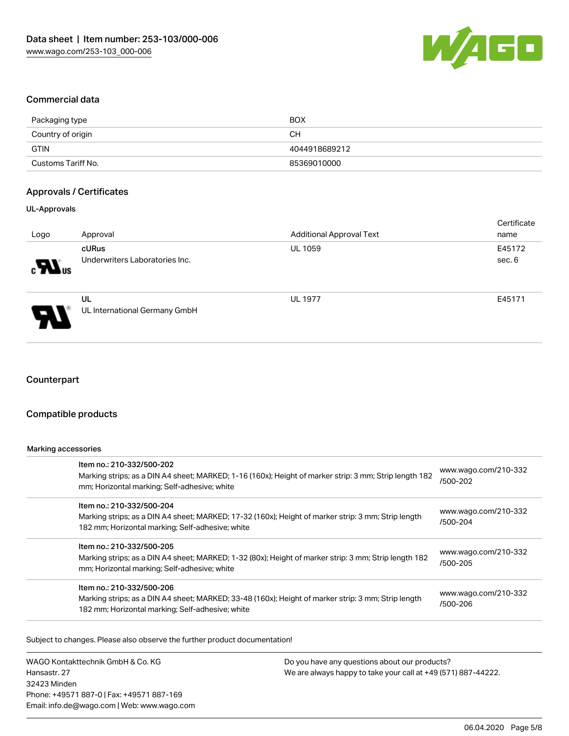## Commercial data

| | |
|---|---|
| Packaging type | BOX |
| Country of origin | CH |
| GTIN | 4044918689212 |
| Customs Tariff No. | 85369010000 |

## Approvals / Certificates

### UL-Approvals

| Logo | Approval | Additional Approval Text | Certificate name |
|---|---|---|---|
| | **cURus**<br>Underwriters Laboratories Inc. | UL 1059 | E45172 sec. 6 |
| | **UL**<br>UL International Germany GmbH | UL 1977 | E45171 |

## Counterpart

## Compatible products

**Marking accessories**

| | |
|---|---|
| Item no.: 210-332/500-202<br>Marking strips; as a DIN A4 sheet; MARKED; 1-16 (160x); Height of marker strip: 3 mm; Strip length 182 mm; Horizontal marking; Self-adhesive; white | www.wago.com/210-332/500-202 |
| Item no.: 210-332/500-204<br>Marking strips; as a DIN A4 sheet; MARKED; 17-32 (160x); Height of marker strip: 3 mm; Strip length 182 mm; Horizontal marking; Self-adhesive; white | www.wago.com/210-332/500-204 |
| Item no.: 210-332/500-205<br>Marking strips; as a DIN A4 sheet; MARKED; 1-32 (80x); Height of marker strip: 3 mm; Strip length 182 mm; Horizontal marking; Self-adhesive; white | www.wago.com/210-332/500-205 |
| Item no.: 210-332/500-206<br>Marking strips; as a DIN A4 sheet; MARKED; 33-48 (160x); Height of marker strip: 3 mm; Strip length 182 mm; Horizontal marking; Self-adhesive; white | www.wago.com/210-332/500-206 |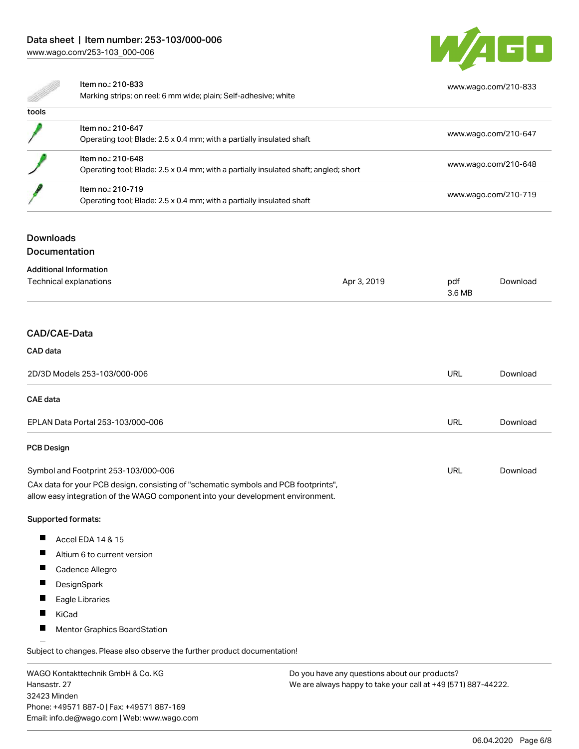| | | |
|---|---|---|
| | Item no.: 210-833<br>Marking strips; on reel; 6 mm wide; plain; Self-adhesive; white | www.wago.com/210-833 |
| **tools** | | |
| | Item no.: 210-647<br>Operating tool; Blade: 2.5 x 0.4 mm; with a partially insulated shaft | www.wago.com/210-647 |
| | Item no.: 210-648<br>Operating tool; Blade: 2.5 x 0.4 mm; with a partially insulated shaft; angled; short | www.wago.com/210-648 |
| | Item no.: 210-719<br>Operating tool; Blade: 2.5 x 0.4 mm; with a partially insulated shaft | www.wago.com/210-719 |

## Downloads

### Documentation

**Additional Information**

| | | | |
|---|---|---|---|
| Technical explanations | Apr 3, 2019 | pdf<br>3.6 MB | Download |

### CAD/CAE-Data

**CAD data**

| | | |
|---|---|---|
| 2D/3D Models 253-103/000-006 | URL | Download |

**CAE data**

| | | |
|---|---|---|
| EPLAN Data Portal 253-103/000-006 | URL | Download |

**PCB Design**

| | | |
|---|---|---|
| Symbol and Footprint 253-103/000-006 | URL | Download |

CAx data for your PCB design, consisting of "schematic symbols and PCB footprints", allow easy integration of the WAGO component into your development environment.

**Supported formats:**

- Accel EDA 14 & 15
- Altium 6 to current version
- Cadence Allegro
- DesignSpark
- Eagle Libraries
- KiCad
- Mentor Graphics BoardStation

Subject to changes. Please also observe the further product documentation!

WAGO Kontakttechnik GmbH & Co. KG
Hansastr. 27
32423 Minden
Phone: +49571 887-0 | Fax: +49571 887-169
Email: info.de@wago.com | Web: www.wago.com

Do you have any questions about our products?
We are always happy to take your call at +49 (571) 887-44222.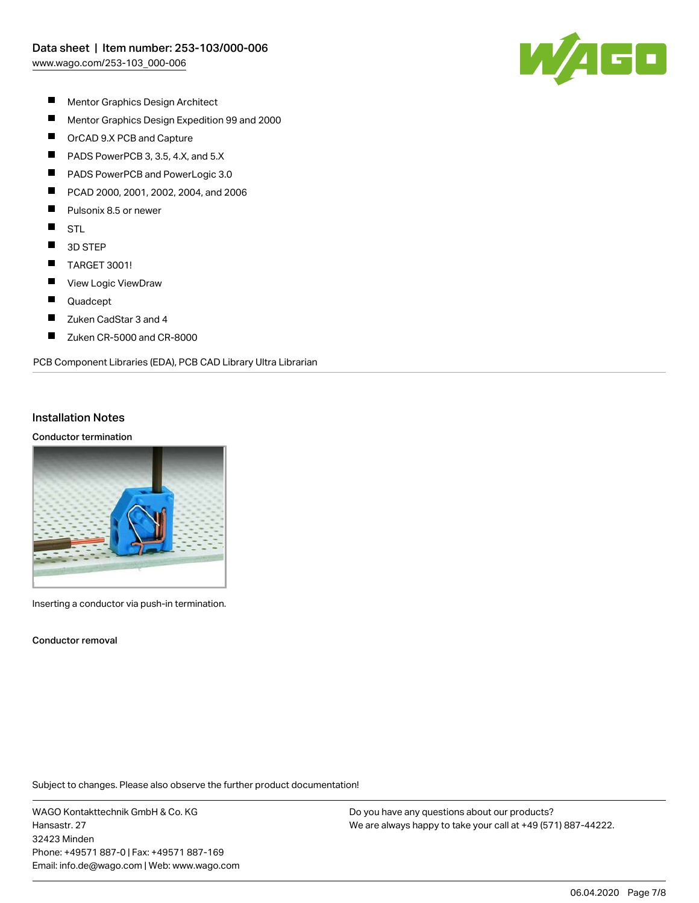- Mentor Graphics Design Architect
- Mentor Graphics Design Expedition 99 and 2000
- OrCAD 9.X PCB and Capture
- PADS PowerPCB 3, 3.5, 4.X, and 5.X
- PADS PowerPCB and PowerLogic 3.0
- PCAD 2000, 2001, 2002, 2004, and 2006
- Pulsonix 8.5 or newer
- STL
- 3D STEP
- TARGET 3001!
- View Logic ViewDraw
- Quadcept
- Zuken CadStar 3 and 4
- Zuken CR-5000 and CR-8000

PCB Component Libraries (EDA), PCB CAD Library Ultra Librarian

## Installation Notes

### Conductor termination

Inserting a conductor via push-in termination.

### Conductor removal

Subject to changes. Please also observe the further product documentation!

WAGO Kontakttechnik GmbH & Co. KG
Hansastr. 27
32423 Minden
Phone: +49571 887-0 | Fax: +49571 887-169
Email: info.de@wago.com | Web: www.wago.com

Do you have any questions about our products?
We are always happy to take your call at +49 (571) 887-44222.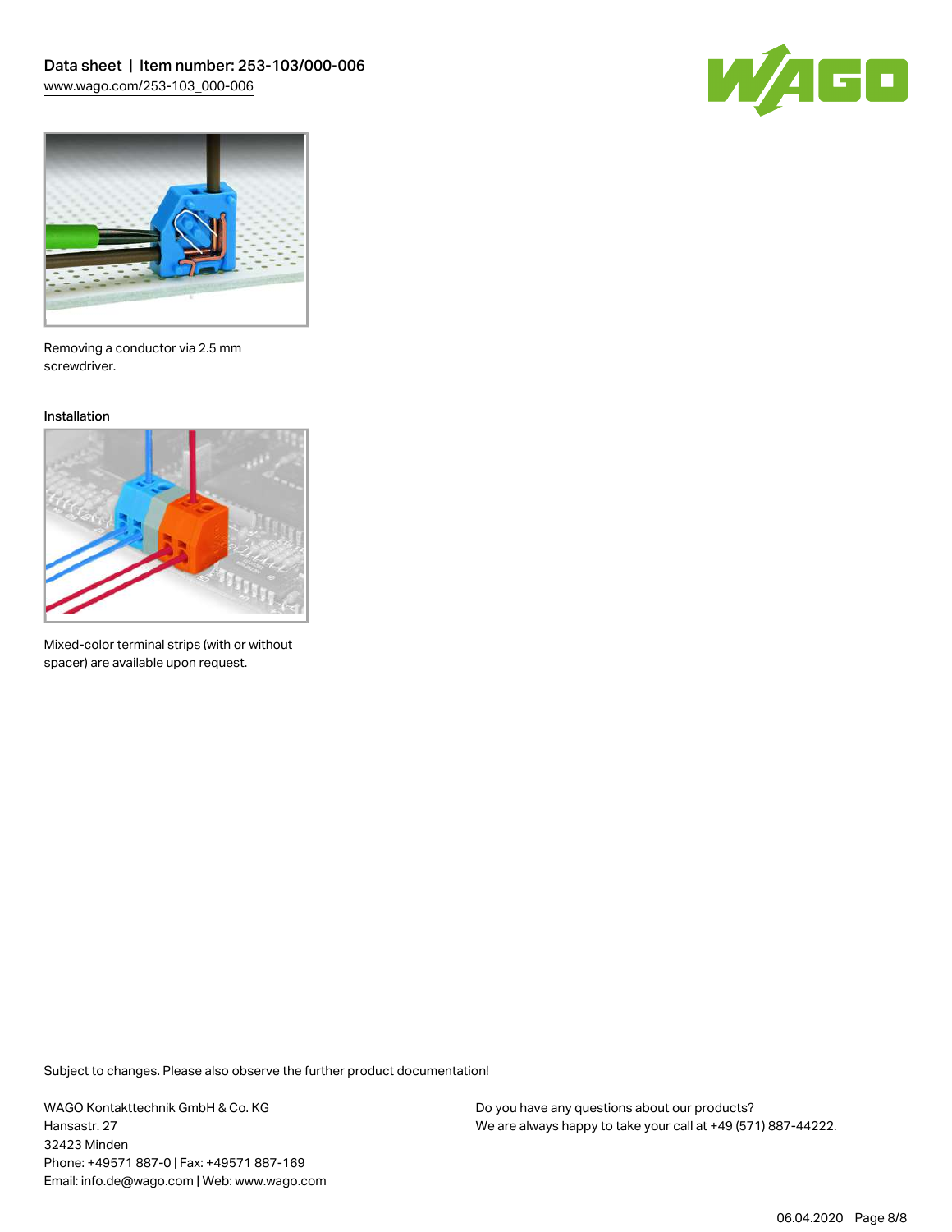Removing a conductor via 2.5 mm screwdriver.

Installation

Mixed-color terminal strips (with or without spacer) are available upon request.

Subject to changes. Please also observe the further product documentation!

WAGO Kontakttechnik GmbH & Co. KG
Hansastr. 27
32423 Minden
Phone: +49571 887-0 | Fax: +49571 887-169
Email: info.de@wago.com | Web: www.wago.com

Do you have any questions about our products?
We are always happy to take your call at +49 (571) 887-44222.

06.04.2020